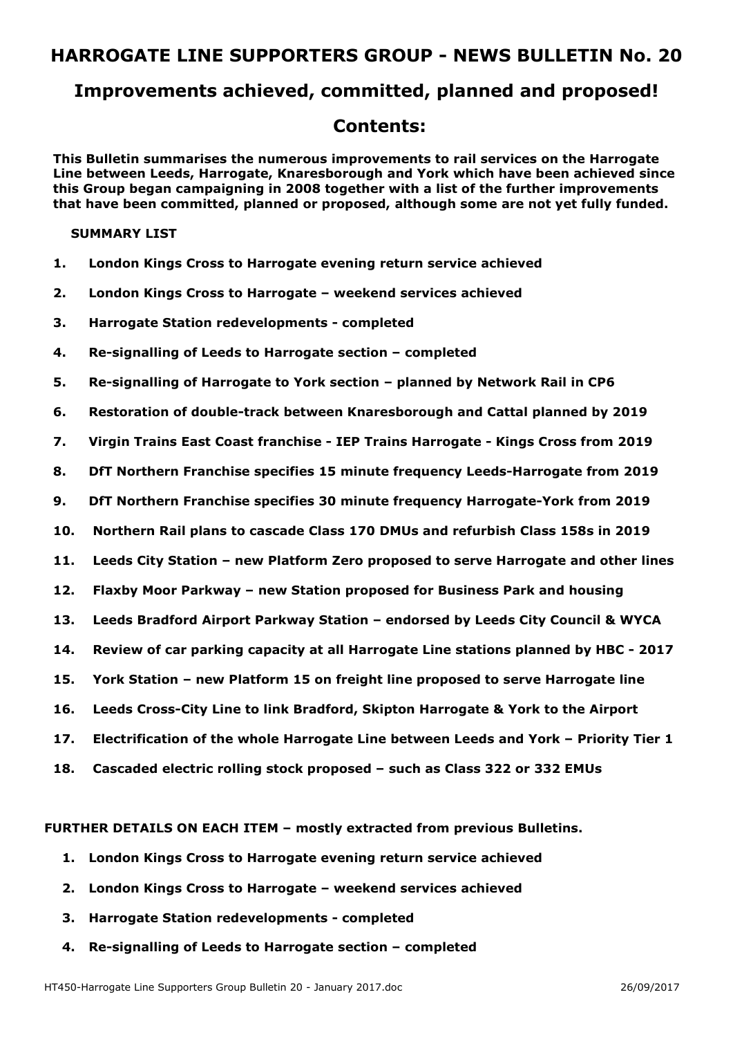# HARROGATE LINE SUPPORTERS GROUP - NEWS BULLETIN No. 20

## Improvements achieved, committed, planned and proposed!

## Contents:

**This Bulletin summarises the numerous improvements to rail services on the Harrogate Line between Leeds, Harrogate, Knaresborough and York which have been achieved since this Group began campaigning in 2008 together with a list of the further improvements that have been committed, planned or proposed, although some are not yet fully funded.**

**SUMMARY LIST**

1. **London Kings Cross to Harrogate evening return service achieved**
2. **London Kings Cross to Harrogate – weekend services achieved**
3. **Harrogate Station redevelopments - completed**
4. **Re-signalling of Leeds to Harrogate section – completed**
5. **Re-signalling of Harrogate to York section – planned by Network Rail in CP6**
6. **Restoration of double-track between Knaresborough and Cattal planned by 2019**
7. **Virgin Trains East Coast franchise - IEP Trains Harrogate - Kings Cross from 2019**
8. **DfT Northern Franchise specifies 15 minute frequency Leeds-Harrogate from 2019**
9. **DfT Northern Franchise specifies 30 minute frequency Harrogate-York from 2019**
10. **Northern Rail plans to cascade Class 170 DMUs and refurbish Class 158s in 2019**
11. **Leeds City Station – new Platform Zero proposed to serve Harrogate and other lines**
12. **Flaxby Moor Parkway – new Station proposed for Business Park and housing**
13. **Leeds Bradford Airport Parkway Station – endorsed by Leeds City Council & WYCA**
14. **Review of car parking capacity at all Harrogate Line stations planned by HBC - 2017**
15. **York Station – new Platform 15 on freight line proposed to serve Harrogate line**
16. **Leeds Cross-City Line to link Bradford, Skipton Harrogate & York to the Airport**
17. **Electrification of the whole Harrogate Line between Leeds and York – Priority Tier 1**
18. **Cascaded electric rolling stock proposed – such as Class 322 or 332 EMUs**

**FURTHER DETAILS ON EACH ITEM – mostly extracted from previous Bulletins.**

1. **London Kings Cross to Harrogate evening return service achieved**
2. **London Kings Cross to Harrogate – weekend services achieved**
3. **Harrogate Station redevelopments - completed**
4. **Re-signalling of Leeds to Harrogate section – completed**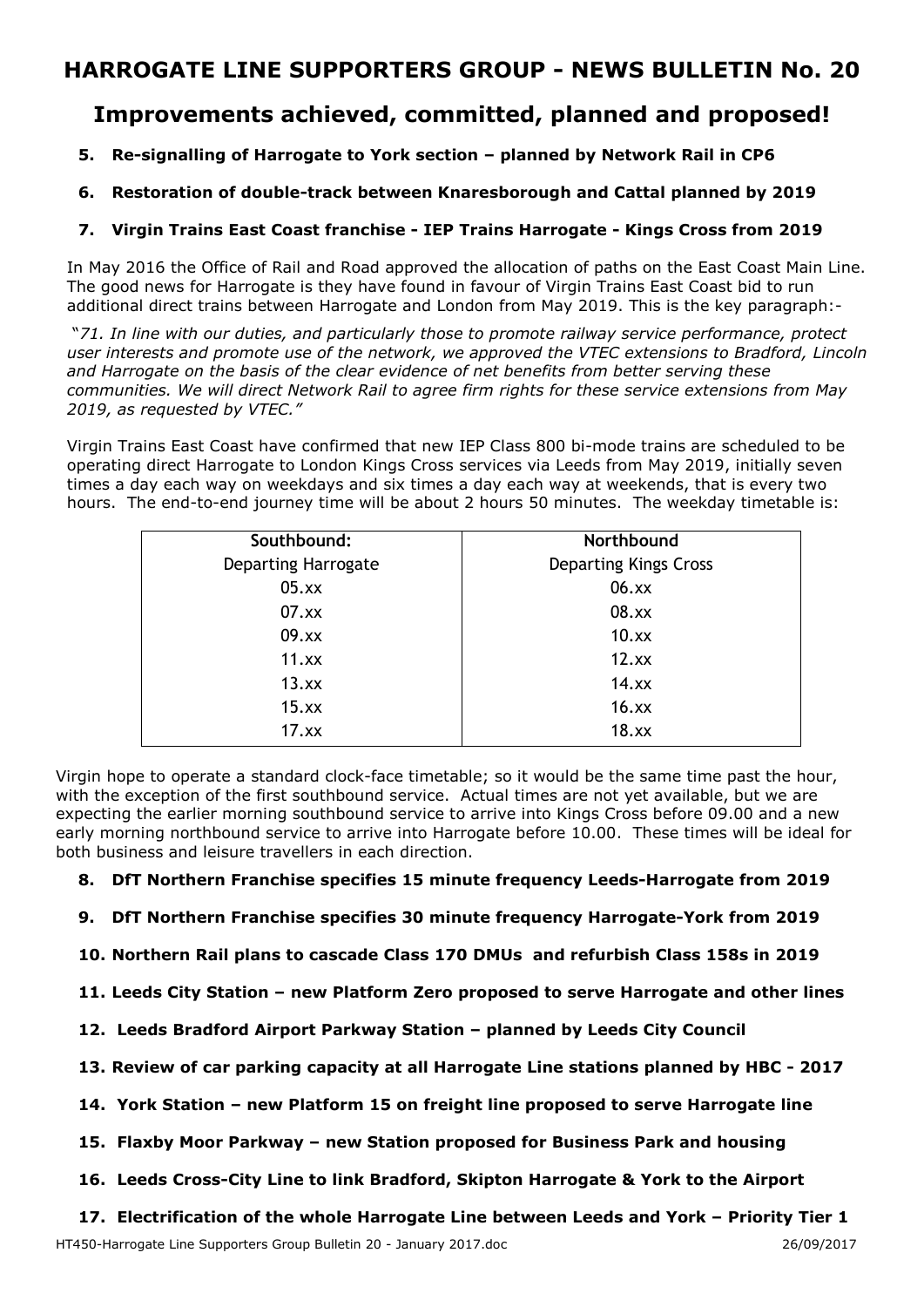# HARROGATE LINE SUPPORTERS GROUP - NEWS BULLETIN No. 20

## Improvements achieved, committed, planned and proposed!

**5. Re-signalling of Harrogate to York section – planned by Network Rail in CP6**

**6. Restoration of double-track between Knaresborough and Cattal planned by 2019**

**7. Virgin Trains East Coast franchise - IEP Trains Harrogate - Kings Cross from 2019**

In May 2016 the Office of Rail and Road approved the allocation of paths on the East Coast Main Line. The good news for Harrogate is they have found in favour of Virgin Trains East Coast bid to run additional direct trains between Harrogate and London from May 2019. This is the key paragraph:-

*"71. In line with our duties, and particularly those to promote railway service performance, protect user interests and promote use of the network, we approved the VTEC extensions to Bradford, Lincoln and Harrogate on the basis of the clear evidence of net benefits from better serving these communities. We will direct Network Rail to agree firm rights for these service extensions from May 2019, as requested by VTEC."*

Virgin Trains East Coast have confirmed that new IEP Class 800 bi-mode trains are scheduled to be operating direct Harrogate to London Kings Cross services via Leeds from May 2019, initially seven times a day each way on weekdays and six times a day each way at weekends, that is every two hours. The end-to-end journey time will be about 2 hours 50 minutes. The weekday timetable is:

| Southbound: Departing Harrogate | Northbound Departing Kings Cross |
|---|---|
| 05.xx | 06.xx |
| 07.xx | 08.xx |
| 09.xx | 10.xx |
| 11.xx | 12.xx |
| 13.xx | 14.xx |
| 15.xx | 16.xx |
| 17.xx | 18.xx |

Virgin hope to operate a standard clock-face timetable; so it would be the same time past the hour, with the exception of the first southbound service. Actual times are not yet available, but we are expecting the earlier morning southbound service to arrive into Kings Cross before 09.00 and a new early morning northbound service to arrive into Harrogate before 10.00. These times will be ideal for both business and leisure travellers in each direction.

**8. DfT Northern Franchise specifies 15 minute frequency Leeds-Harrogate from 2019**

**9. DfT Northern Franchise specifies 30 minute frequency Harrogate-York from 2019**

**10. Northern Rail plans to cascade Class 170 DMUs and refurbish Class 158s in 2019**

**11. Leeds City Station – new Platform Zero proposed to serve Harrogate and other lines**

**12. Leeds Bradford Airport Parkway Station – planned by Leeds City Council**

**13. Review of car parking capacity at all Harrogate Line stations planned by HBC - 2017**

**14. York Station – new Platform 15 on freight line proposed to serve Harrogate line**

**15. Flaxby Moor Parkway – new Station proposed for Business Park and housing**

**16. Leeds Cross-City Line to link Bradford, Skipton Harrogate & York to the Airport**

**17. Electrification of the whole Harrogate Line between Leeds and York – Priority Tier 1**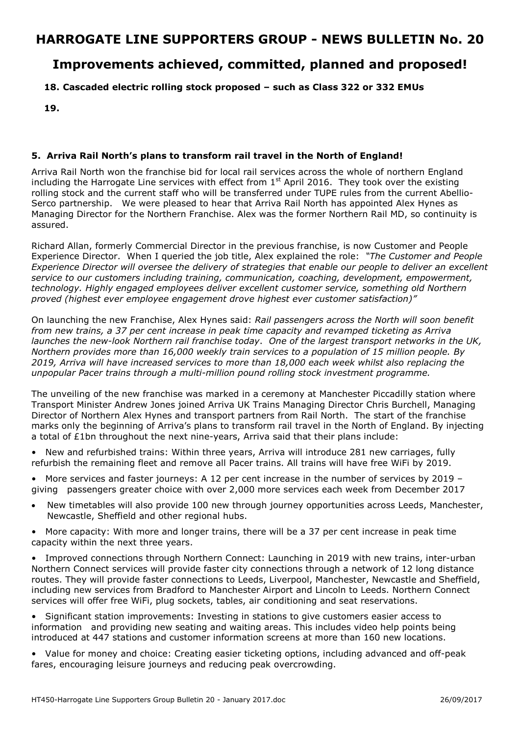# HARROGATE LINE SUPPORTERS GROUP - NEWS BULLETIN No. 20

# Improvements achieved, committed, planned and proposed!

**18. Cascaded electric rolling stock proposed – such as Class 322 or 332 EMUs**

**19.**

### 5. Arriva Rail North's plans to transform rail travel in the North of England!

Arriva Rail North won the franchise bid for local rail services across the whole of northern England including the Harrogate Line services with effect from 1st April 2016. They took over the existing rolling stock and the current staff who will be transferred under TUPE rules from the current Abellio-Serco partnership. We were pleased to hear that Arriva Rail North has appointed Alex Hynes as Managing Director for the Northern Franchise. Alex was the former Northern Rail MD, so continuity is assured.

Richard Allan, formerly Commercial Director in the previous franchise, is now Customer and People Experience Director. When I queried the job title, Alex explained the role: *"The Customer and People Experience Director will oversee the delivery of strategies that enable our people to deliver an excellent service to our customers including training, communication, coaching, development, empowerment, technology. Highly engaged employees deliver excellent customer service, something old Northern proved (highest ever employee engagement drove highest ever customer satisfaction)"*

On launching the new Franchise, Alex Hynes said: *Rail passengers across the North will soon benefit from new trains, a 37 per cent increase in peak time capacity and revamped ticketing as Arriva launches the new-look Northern rail franchise today. One of the largest transport networks in the UK, Northern provides more than 16,000 weekly train services to a population of 15 million people. By 2019, Arriva will have increased services to more than 18,000 each week whilst also replacing the unpopular Pacer trains through a multi-million pound rolling stock investment programme.*

The unveiling of the new franchise was marked in a ceremony at Manchester Piccadilly station where Transport Minister Andrew Jones joined Arriva UK Trains Managing Director Chris Burchell, Managing Director of Northern Alex Hynes and transport partners from Rail North. The start of the franchise marks only the beginning of Arriva's plans to transform rail travel in the North of England. By injecting a total of £1bn throughout the next nine-years, Arriva said that their plans include:

- New and refurbished trains: Within three years, Arriva will introduce 281 new carriages, fully refurbish the remaining fleet and remove all Pacer trains. All trains will have free WiFi by 2019.
- More services and faster journeys: A 12 per cent increase in the number of services by 2019 – giving passengers greater choice with over 2,000 more services each week from December 2017
- New timetables will also provide 100 new through journey opportunities across Leeds, Manchester, Newcastle, Sheffield and other regional hubs.
- More capacity: With more and longer trains, there will be a 37 per cent increase in peak time capacity within the next three years.
- Improved connections through Northern Connect: Launching in 2019 with new trains, inter-urban Northern Connect services will provide faster city connections through a network of 12 long distance routes. They will provide faster connections to Leeds, Liverpool, Manchester, Newcastle and Sheffield, including new services from Bradford to Manchester Airport and Lincoln to Leeds. Northern Connect services will offer free WiFi, plug sockets, tables, air conditioning and seat reservations.
- Significant station improvements: Investing in stations to give customers easier access to information and providing new seating and waiting areas. This includes video help points being introduced at 447 stations and customer information screens at more than 160 new locations.
- Value for money and choice: Creating easier ticketing options, including advanced and off-peak fares, encouraging leisure journeys and reducing peak overcrowding.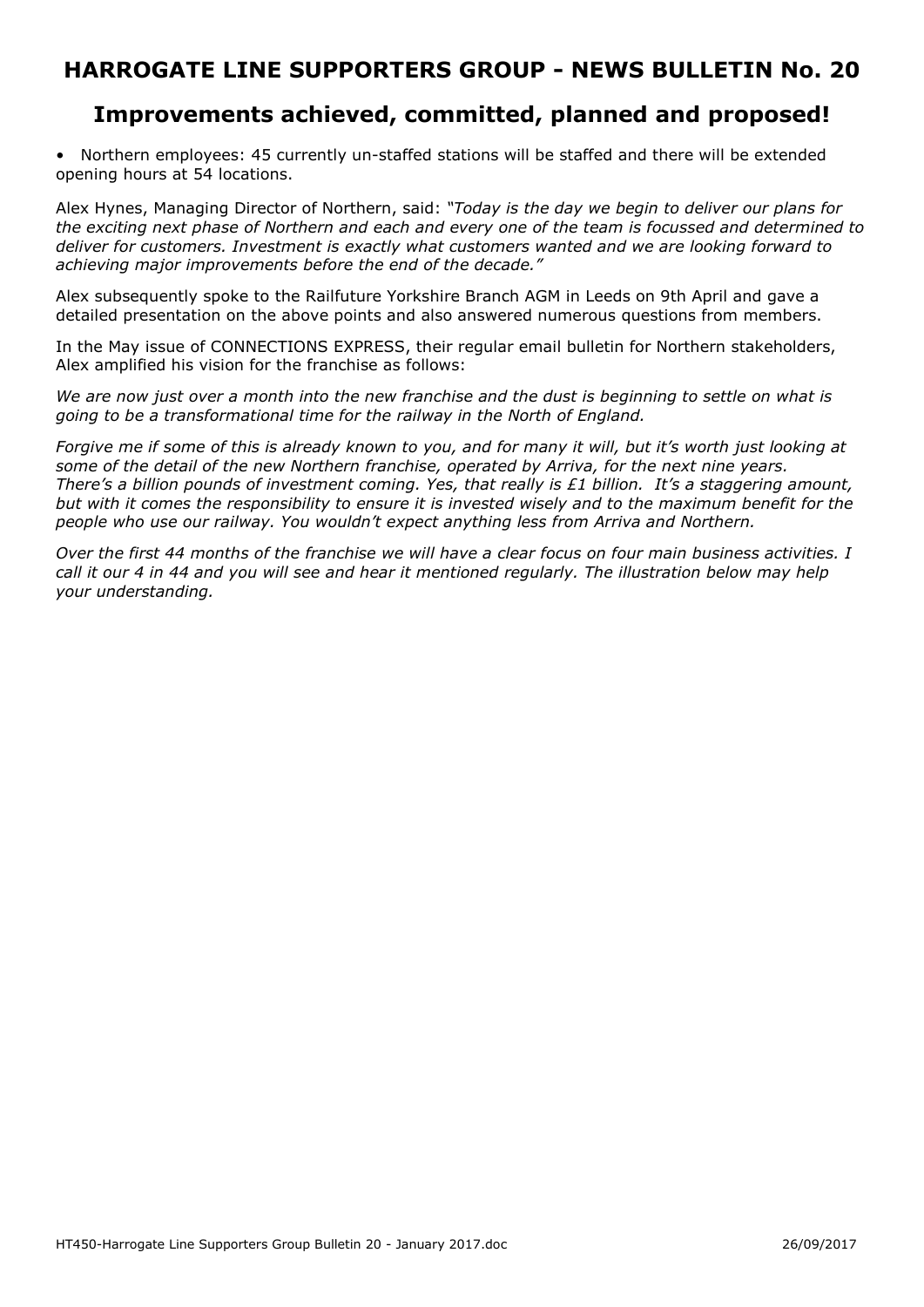# HARROGATE LINE SUPPORTERS GROUP - NEWS BULLETIN No. 20

## Improvements achieved, committed, planned and proposed!

- Northern employees: 45 currently un-staffed stations will be staffed and there will be extended opening hours at 54 locations.

Alex Hynes, Managing Director of Northern, said: *"Today is the day we begin to deliver our plans for the exciting next phase of Northern and each and every one of the team is focussed and determined to deliver for customers. Investment is exactly what customers wanted and we are looking forward to achieving major improvements before the end of the decade."*

Alex subsequently spoke to the Railfuture Yorkshire Branch AGM in Leeds on 9th April and gave a detailed presentation on the above points and also answered numerous questions from members.

In the May issue of CONNECTIONS EXPRESS, their regular email bulletin for Northern stakeholders, Alex amplified his vision for the franchise as follows:

*We are now just over a month into the new franchise and the dust is beginning to settle on what is going to be a transformational time for the railway in the North of England.*

*Forgive me if some of this is already known to you, and for many it will, but it's worth just looking at some of the detail of the new Northern franchise, operated by Arriva, for the next nine years. There's a billion pounds of investment coming. Yes, that really is £1 billion. It's a staggering amount, but with it comes the responsibility to ensure it is invested wisely and to the maximum benefit for the people who use our railway. You wouldn't expect anything less from Arriva and Northern.*

*Over the first 44 months of the franchise we will have a clear focus on four main business activities. I call it our 4 in 44 and you will see and hear it mentioned regularly. The illustration below may help your understanding.*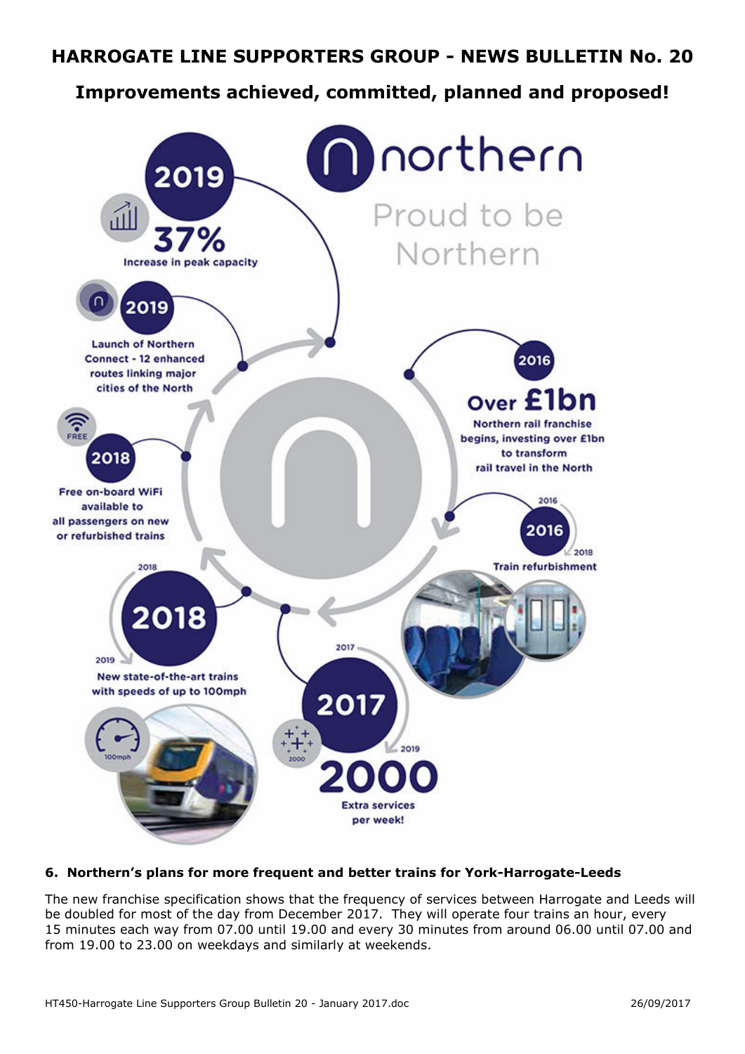# HARROGATE LINE SUPPORTERS GROUP - NEWS BULLETIN No. 20

## Improvements achieved, committed, planned and proposed!

northern

Proud to be Northern

**2019** — **37%** Increase in peak capacity

**2019** — Launch of Northern Connect - 12 enhanced routes linking major cities of the North

**2018** — Free on-board WiFi available to all passengers on new or refurbished trains

**2018** (2018–2019) — New state-of-the-art trains with speeds of up to 100mph

**2017** (2017–2019) — **2000** Extra services per week!

**2016** — **Over £1bn** Northern rail franchise begins, investing over £1bn to transform rail travel in the North

**2016** (2016–2018) — Train refurbishment

### 6. Northern's plans for more frequent and better trains for York-Harrogate-Leeds

The new franchise specification shows that the frequency of services between Harrogate and Leeds will be doubled for most of the day from December 2017. They will operate four trains an hour, every 15 minutes each way from 07.00 until 19.00 and every 30 minutes from around 06.00 until 07.00 and from 19.00 to 23.00 on weekdays and similarly at weekends.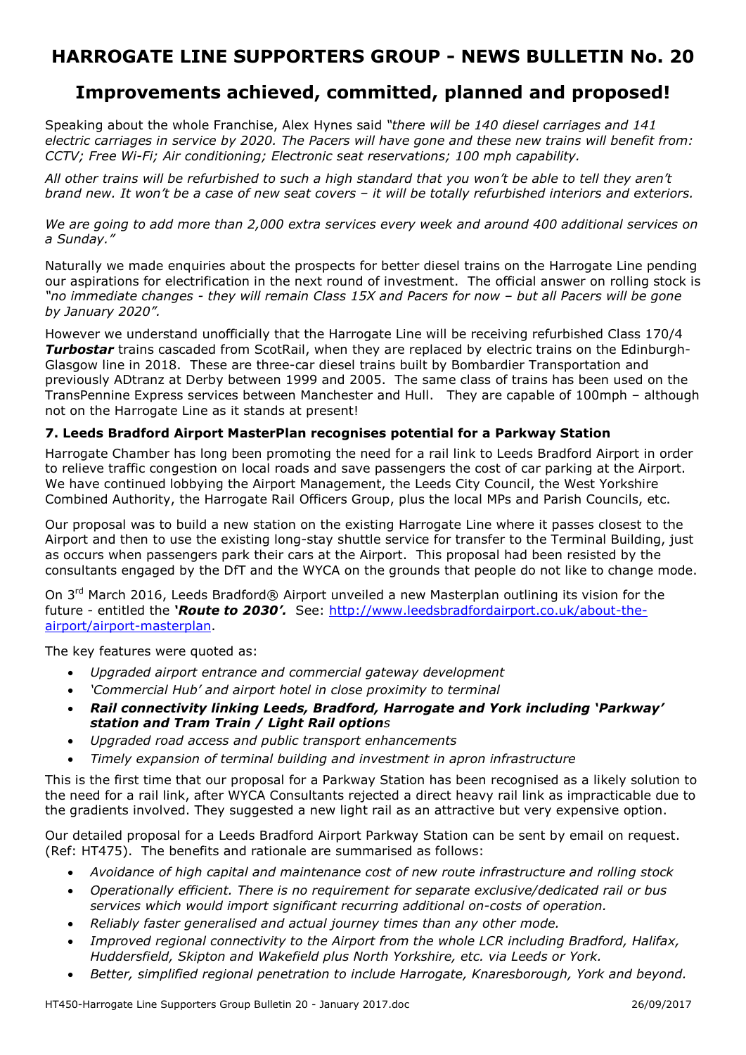# HARROGATE LINE SUPPORTERS GROUP - NEWS BULLETIN No. 20

## Improvements achieved, committed, planned and proposed!

Speaking about the whole Franchise, Alex Hynes said *"there will be 140 diesel carriages and 141 electric carriages in service by 2020. The Pacers will have gone and these new trains will benefit from: CCTV; Free Wi-Fi; Air conditioning; Electronic seat reservations; 100 mph capability.*

*All other trains will be refurbished to such a high standard that you won't be able to tell they aren't brand new. It won't be a case of new seat covers – it will be totally refurbished interiors and exteriors.*

*We are going to add more than 2,000 extra services every week and around 400 additional services on a Sunday."*

Naturally we made enquiries about the prospects for better diesel trains on the Harrogate Line pending our aspirations for electrification in the next round of investment. The official answer on rolling stock is *"no immediate changes - they will remain Class 15X and Pacers for now – but all Pacers will be gone by January 2020".*

However we understand unofficially that the Harrogate Line will be receiving refurbished Class 170/4 ***Turbostar*** trains cascaded from ScotRail, when they are replaced by electric trains on the Edinburgh-Glasgow line in 2018. These are three-car diesel trains built by Bombardier Transportation and previously ADtranz at Derby between 1999 and 2005. The same class of trains has been used on the TransPennine Express services between Manchester and Hull. They are capable of 100mph – although not on the Harrogate Line as it stands at present!

### 7. Leeds Bradford Airport MasterPlan recognises potential for a Parkway Station

Harrogate Chamber has long been promoting the need for a rail link to Leeds Bradford Airport in order to relieve traffic congestion on local roads and save passengers the cost of car parking at the Airport. We have continued lobbying the Airport Management, the Leeds City Council, the West Yorkshire Combined Authority, the Harrogate Rail Officers Group, plus the local MPs and Parish Councils, etc.

Our proposal was to build a new station on the existing Harrogate Line where it passes closest to the Airport and then to use the existing long-stay shuttle service for transfer to the Terminal Building, just as occurs when passengers park their cars at the Airport. This proposal had been resisted by the consultants engaged by the DfT and the WYCA on the grounds that people do not like to change mode.

On 3rd March 2016, Leeds Bradford® Airport unveiled a new Masterplan outlining its vision for the future - entitled the ***'Route to 2030'.*** See: http://www.leedsbradfordairport.co.uk/about-the-airport/airport-masterplan.

The key features were quoted as:

- *Upgraded airport entrance and commercial gateway development*
- *'Commercial Hub' and airport hotel in close proximity to terminal*
- ***Rail connectivity linking Leeds, Bradford, Harrogate and York including 'Parkway' station and Tram Train / Light Rail options***
- *Upgraded road access and public transport enhancements*
- *Timely expansion of terminal building and investment in apron infrastructure*

This is the first time that our proposal for a Parkway Station has been recognised as a likely solution to the need for a rail link, after WYCA Consultants rejected a direct heavy rail link as impracticable due to the gradients involved. They suggested a new light rail as an attractive but very expensive option.

Our detailed proposal for a Leeds Bradford Airport Parkway Station can be sent by email on request. (Ref: HT475). The benefits and rationale are summarised as follows:

- *Avoidance of high capital and maintenance cost of new route infrastructure and rolling stock*
- *Operationally efficient. There is no requirement for separate exclusive/dedicated rail or bus services which would import significant recurring additional on-costs of operation.*
- *Reliably faster generalised and actual journey times than any other mode.*
- *Improved regional connectivity to the Airport from the whole LCR including Bradford, Halifax, Huddersfield, Skipton and Wakefield plus North Yorkshire, etc. via Leeds or York.*
- *Better, simplified regional penetration to include Harrogate, Knaresborough, York and beyond.*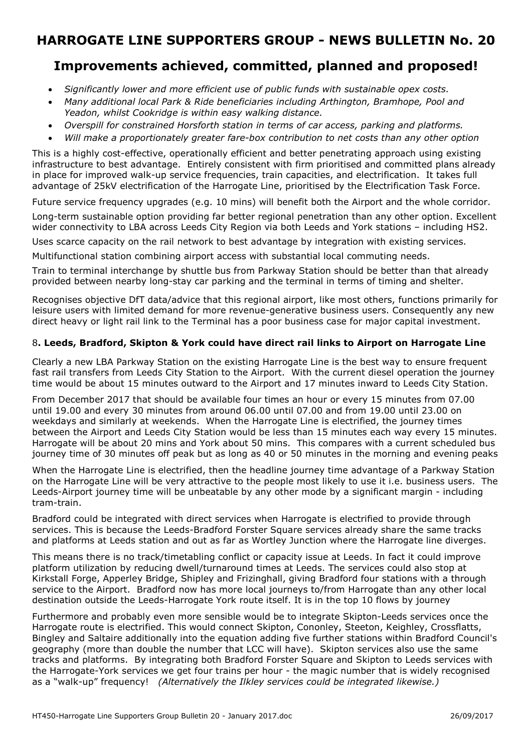# HARROGATE LINE SUPPORTERS GROUP - NEWS BULLETIN No. 20

## Improvements achieved, committed, planned and proposed!

- *Significantly lower and more efficient use of public funds with sustainable opex costs.*
- *Many additional local Park & Ride beneficiaries including Arthington, Bramhope, Pool and Yeadon, whilst Cookridge is within easy walking distance.*
- *Overspill for constrained Horsforth station in terms of car access, parking and platforms.*
- *Will make a proportionately greater fare-box contribution to net costs than any other option*

This is a highly cost-effective, operationally efficient and better penetrating approach using existing infrastructure to best advantage. Entirely consistent with firm prioritised and committed plans already in place for improved walk-up service frequencies, train capacities, and electrification. It takes full advantage of 25kV electrification of the Harrogate Line, prioritised by the Electrification Task Force.

Future service frequency upgrades (e.g. 10 mins) will benefit both the Airport and the whole corridor.

Long-term sustainable option providing far better regional penetration than any other option. Excellent wider connectivity to LBA across Leeds City Region via both Leeds and York stations – including HS2.

Uses scarce capacity on the rail network to best advantage by integration with existing services.

Multifunctional station combining airport access with substantial local commuting needs.

Train to terminal interchange by shuttle bus from Parkway Station should be better than that already provided between nearby long-stay car parking and the terminal in terms of timing and shelter.

Recognises objective DfT data/advice that this regional airport, like most others, functions primarily for leisure users with limited demand for more revenue-generative business users. Consequently any new direct heavy or light rail link to the Terminal has a poor business case for major capital investment.

### 8. Leeds, Bradford, Skipton & York could have direct rail links to Airport on Harrogate Line

Clearly a new LBA Parkway Station on the existing Harrogate Line is the best way to ensure frequent fast rail transfers from Leeds City Station to the Airport. With the current diesel operation the journey time would be about 15 minutes outward to the Airport and 17 minutes inward to Leeds City Station.

From December 2017 that should be available four times an hour or every 15 minutes from 07.00 until 19.00 and every 30 minutes from around 06.00 until 07.00 and from 19.00 until 23.00 on weekdays and similarly at weekends. When the Harrogate Line is electrified, the journey times between the Airport and Leeds City Station would be less than 15 minutes each way every 15 minutes. Harrogate will be about 20 mins and York about 50 mins. This compares with a current scheduled bus journey time of 30 minutes off peak but as long as 40 or 50 minutes in the morning and evening peaks

When the Harrogate Line is electrified, then the headline journey time advantage of a Parkway Station on the Harrogate Line will be very attractive to the people most likely to use it i.e. business users. The Leeds-Airport journey time will be unbeatable by any other mode by a significant margin - including tram-train.

Bradford could be integrated with direct services when Harrogate is electrified to provide through services. This is because the Leeds-Bradford Forster Square services already share the same tracks and platforms at Leeds station and out as far as Wortley Junction where the Harrogate line diverges.

This means there is no track/timetabling conflict or capacity issue at Leeds. In fact it could improve platform utilization by reducing dwell/turnaround times at Leeds. The services could also stop at Kirkstall Forge, Apperley Bridge, Shipley and Frizinghall, giving Bradford four stations with a through service to the Airport. Bradford now has more local journeys to/from Harrogate than any other local destination outside the Leeds-Harrogate York route itself. It is in the top 10 flows by journey

Furthermore and probably even more sensible would be to integrate Skipton-Leeds services once the Harrogate route is electrified. This would connect Skipton, Cononley, Steeton, Keighley, Crossflatts, Bingley and Saltaire additionally into the equation adding five further stations within Bradford Council's geography (more than double the number that LCC will have). Skipton services also use the same tracks and platforms. By integrating both Bradford Forster Square and Skipton to Leeds services with the Harrogate-York services we get four trains per hour - the magic number that is widely recognised as a "walk-up" frequency! *(Alternatively the Ilkley services could be integrated likewise.)*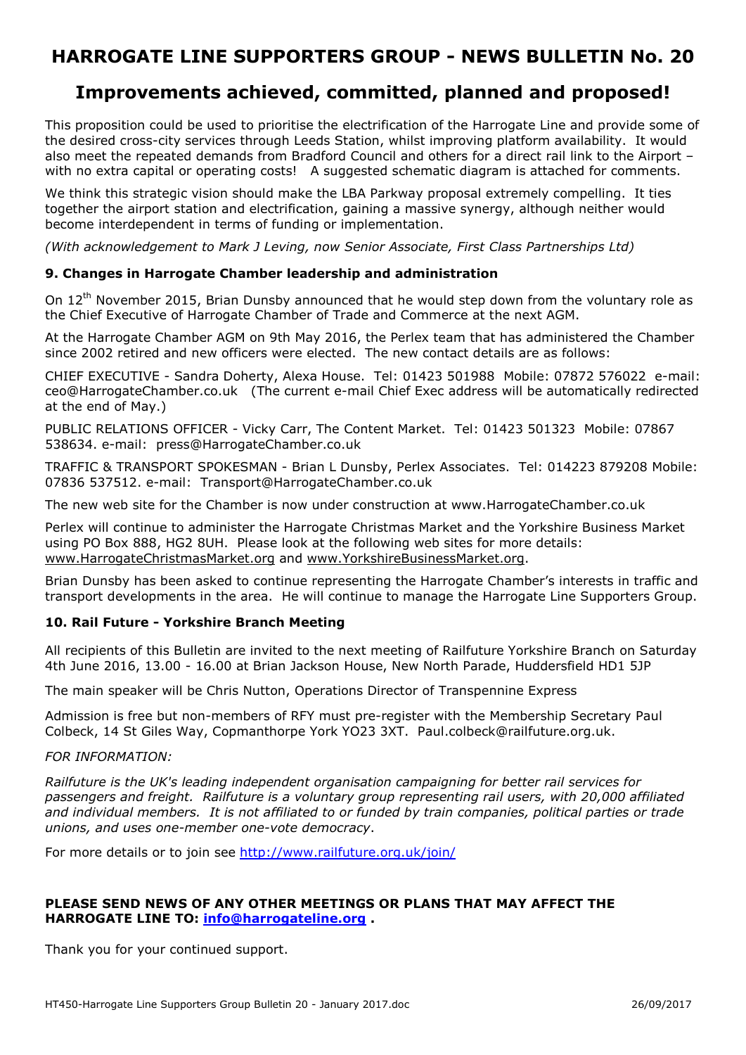# HARROGATE LINE SUPPORTERS GROUP - NEWS BULLETIN No. 20

## Improvements achieved, committed, planned and proposed!

This proposition could be used to prioritise the electrification of the Harrogate Line and provide some of the desired cross-city services through Leeds Station, whilst improving platform availability. It would also meet the repeated demands from Bradford Council and others for a direct rail link to the Airport – with no extra capital or operating costs! A suggested schematic diagram is attached for comments.

We think this strategic vision should make the LBA Parkway proposal extremely compelling. It ties together the airport station and electrification, gaining a massive synergy, although neither would become interdependent in terms of funding or implementation.

*(With acknowledgement to Mark J Leving, now Senior Associate, First Class Partnerships Ltd)*

### 9. Changes in Harrogate Chamber leadership and administration

On 12th November 2015, Brian Dunsby announced that he would step down from the voluntary role as the Chief Executive of Harrogate Chamber of Trade and Commerce at the next AGM.

At the Harrogate Chamber AGM on 9th May 2016, the Perlex team that has administered the Chamber since 2002 retired and new officers were elected. The new contact details are as follows:

CHIEF EXECUTIVE - Sandra Doherty, Alexa House. Tel: 01423 501988 Mobile: 07872 576022 e-mail: ceo@HarrogateChamber.co.uk (The current e-mail Chief Exec address will be automatically redirected at the end of May.)

PUBLIC RELATIONS OFFICER - Vicky Carr, The Content Market. Tel: 01423 501323 Mobile: 07867 538634. e-mail: press@HarrogateChamber.co.uk

TRAFFIC & TRANSPORT SPOKESMAN - Brian L Dunsby, Perlex Associates. Tel: 014223 879208 Mobile: 07836 537512. e-mail: Transport@HarrogateChamber.co.uk

The new web site for the Chamber is now under construction at www.HarrogateChamber.co.uk

Perlex will continue to administer the Harrogate Christmas Market and the Yorkshire Business Market using PO Box 888, HG2 8UH. Please look at the following web sites for more details: www.HarrogateChristmasMarket.org and www.YorkshireBusinessMarket.org.

Brian Dunsby has been asked to continue representing the Harrogate Chamber's interests in traffic and transport developments in the area. He will continue to manage the Harrogate Line Supporters Group.

### 10. Rail Future - Yorkshire Branch Meeting

All recipients of this Bulletin are invited to the next meeting of Railfuture Yorkshire Branch on Saturday 4th June 2016, 13.00 - 16.00 at Brian Jackson House, New North Parade, Huddersfield HD1 5JP

The main speaker will be Chris Nutton, Operations Director of Transpennine Express

Admission is free but non-members of RFY must pre-register with the Membership Secretary Paul Colbeck, 14 St Giles Way, Copmanthorpe York YO23 3XT. Paul.colbeck@railfuture.org.uk.

*FOR INFORMATION:*

*Railfuture is the UK's leading independent organisation campaigning for better rail services for passengers and freight. Railfuture is a voluntary group representing rail users, with 20,000 affiliated and individual members. It is not affiliated to or funded by train companies, political parties or trade unions, and uses one-member one-vote democracy*.

For more details or to join see http://www.railfuture.org.uk/join/

**PLEASE SEND NEWS OF ANY OTHER MEETINGS OR PLANS THAT MAY AFFECT THE HARROGATE LINE TO: info@harrogateline.org .**

Thank you for your continued support.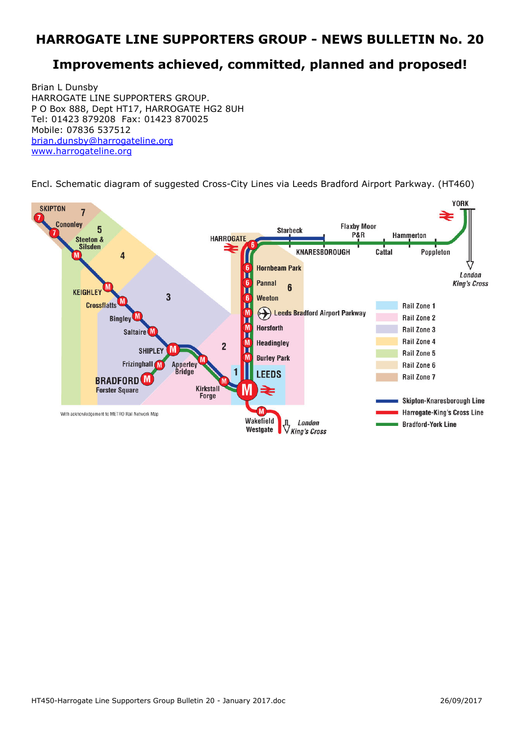# HARROGATE LINE SUPPORTERS GROUP - NEWS BULLETIN No. 20

## Improvements achieved, committed, planned and proposed!

Brian L Dunsby
HARROGATE LINE SUPPORTERS GROUP.
P O Box 888, Dept HT17, HARROGATE HG2 8UH
Tel: 01423 879208  Fax: 01423 870025
Mobile: 07836 537512
brian.dunsby@harrogateline.org
www.harrogateline.org

Encl. Schematic diagram of suggested Cross-City Lines via Leeds Bradford Airport Parkway. (HT460)

SKIPTON
Cononley
Steeton & Silsden
KEIGHLEY
Crossflatts
Bingley
Saltaire
SHIPLEY
Frizinghall
BRADFORD
Forster Square
Apperley Bridge
Kirkstall Forge
LEEDS
Wakefield Westgate
London King's Cross
HARROGATE
Hornbeam Park
Pannal
Weeton
Leeds Bradford Airport Parkway
Horsforth
Headingley
Burley Park
Starbeck
KNARESBOROUGH
Flaxby Moor P&R
Cattal
Hammerton
Poppleton
YORK
London King's Cross

7
5
4
3
2
1
6

Rail Zone 1
Rail Zone 2
Rail Zone 3
Rail Zone 4
Rail Zone 5
Rail Zone 6
Rail Zone 7

Skipton-Knaresborough Line
Harrogate-King's Cross Line
Bradford-York Line

With acknowledgement to METRO Rail Network Map